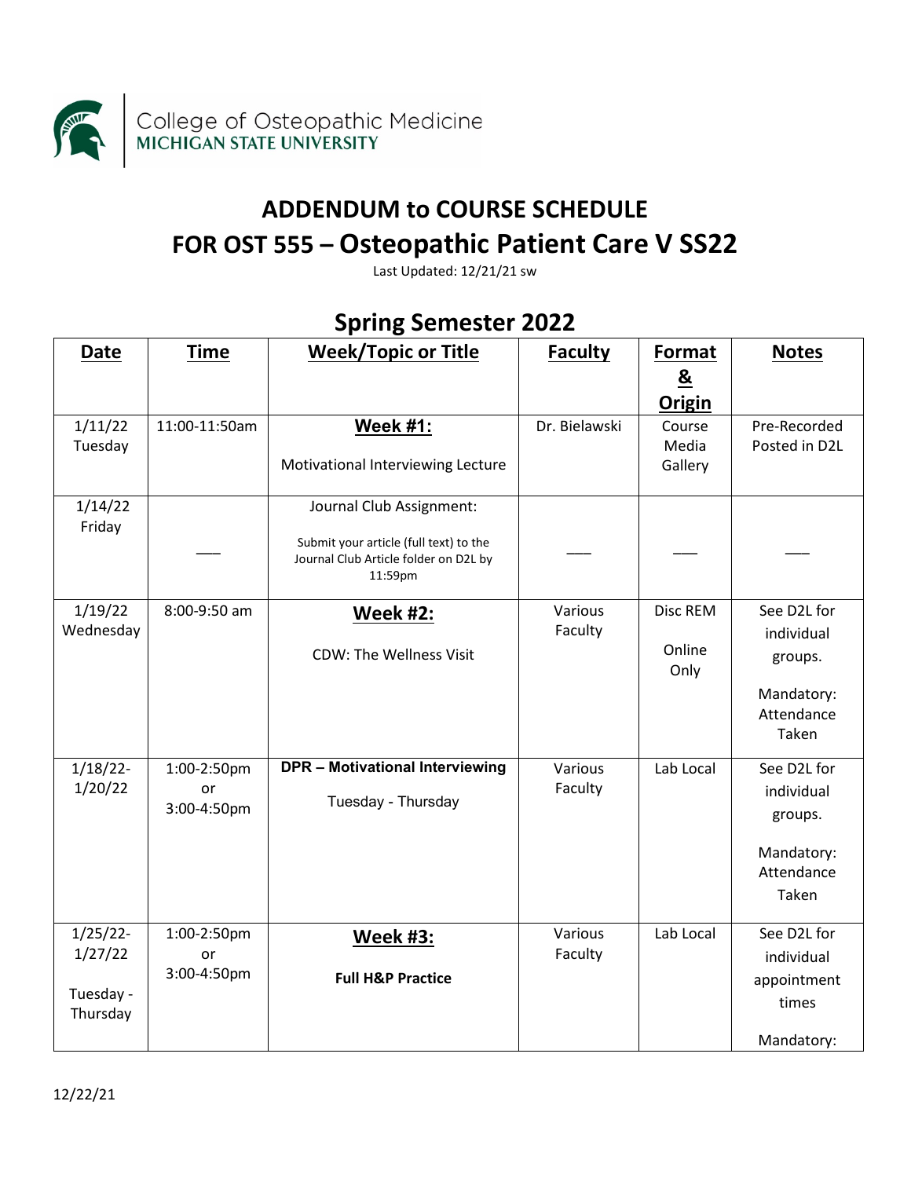College of Osteopathic Medicine
MICHIGAN STATE UNIVERSITY

# ADDENDUM to COURSE SCHEDULE
# FOR OST 555 – Osteopathic Patient Care V SS22

Last Updated: 12/21/21 sw

## Spring Semester 2022

| Date | Time | Week/Topic or Title | Faculty | Format & Origin | Notes |
|---|---|---|---|---|---|
| 1/11/22 Tuesday | 11:00-11:50am | **Week #1:** Motivational Interviewing Lecture | Dr. Bielawski | Course Media Gallery | Pre-Recorded Posted in D2L |
| 1/14/22 Friday | ___ | Journal Club Assignment: Submit your article (full text) to the Journal Club Article folder on D2L by 11:59pm | ___ | ___ | ___ |
| 1/19/22 Wednesday | 8:00-9:50 am | **Week #2:** CDW: The Wellness Visit | Various Faculty | Disc REM Online Only | See D2L for individual groups. Mandatory: Attendance Taken |
| 1/18/22-1/20/22 | 1:00-2:50pm or 3:00-4:50pm | **DPR – Motivational Interviewing** Tuesday - Thursday | Various Faculty | Lab Local | See D2L for individual groups. Mandatory: Attendance Taken |
| 1/25/22-1/27/22 Tuesday - Thursday | 1:00-2:50pm or 3:00-4:50pm | **Week #3:** **Full H&P Practice** | Various Faculty | Lab Local | See D2L for individual appointment times Mandatory: |

12/22/21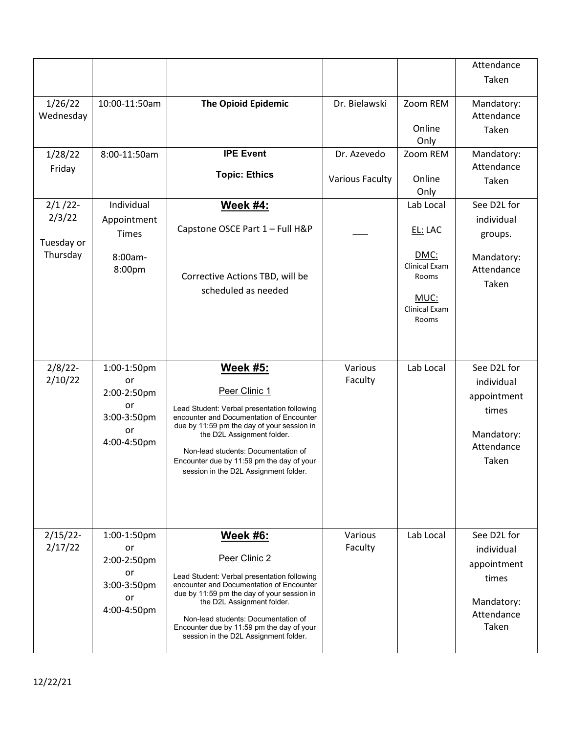| | | | | | Attendance Taken |
|---|---|---|---|---|---|
| 1/26/22 Wednesday | 10:00-11:50am | **The Opioid Epidemic** | Dr. Bielawski | Zoom REM<br><br>Online Only | Mandatory: Attendance Taken |
| 1/28/22 Friday | 8:00-11:50am | **IPE Event**<br><br>**Topic: Ethics** | Dr. Azevedo<br><br>Various Faculty | Zoom REM<br><br>Online Only | Mandatory: Attendance Taken |
| 2/1 /22-2/3/22<br><br>Tuesday or Thursday | Individual Appointment Times<br><br>8:00am-8:00pm | **Week #4:**<br><br>Capstone OSCE Part 1 – Full H&P<br><br>Corrective Actions TBD, will be scheduled as needed | ___ | Lab Local<br><br>EL: LAC<br><br>DMC: Clinical Exam Rooms<br><br>MUC: Clinical Exam Rooms | See D2L for individual groups.<br><br>Mandatory: Attendance Taken |
| 2/8/22-2/10/22 | 1:00-1:50pm or 2:00-2:50pm or 3:00-3:50pm or 4:00-4:50pm | **Week #5:**<br><br>Peer Clinic 1<br><br>Lead Student: Verbal presentation following encounter and Documentation of Encounter due by 11:59 pm the day of your session in the D2L Assignment folder.<br><br>Non-lead students: Documentation of Encounter due by 11:59 pm the day of your session in the D2L Assignment folder. | Various Faculty | Lab Local | See D2L for individual appointment times<br><br>Mandatory: Attendance Taken |
| 2/15/22-2/17/22 | 1:00-1:50pm or 2:00-2:50pm or 3:00-3:50pm or 4:00-4:50pm | **Week #6:**<br><br>Peer Clinic 2<br><br>Lead Student: Verbal presentation following encounter and Documentation of Encounter due by 11:59 pm the day of your session in the D2L Assignment folder.<br><br>Non-lead students: Documentation of Encounter due by 11:59 pm the day of your session in the D2L Assignment folder. | Various Faculty | Lab Local | See D2L for individual appointment times<br><br>Mandatory: Attendance Taken |

12/22/21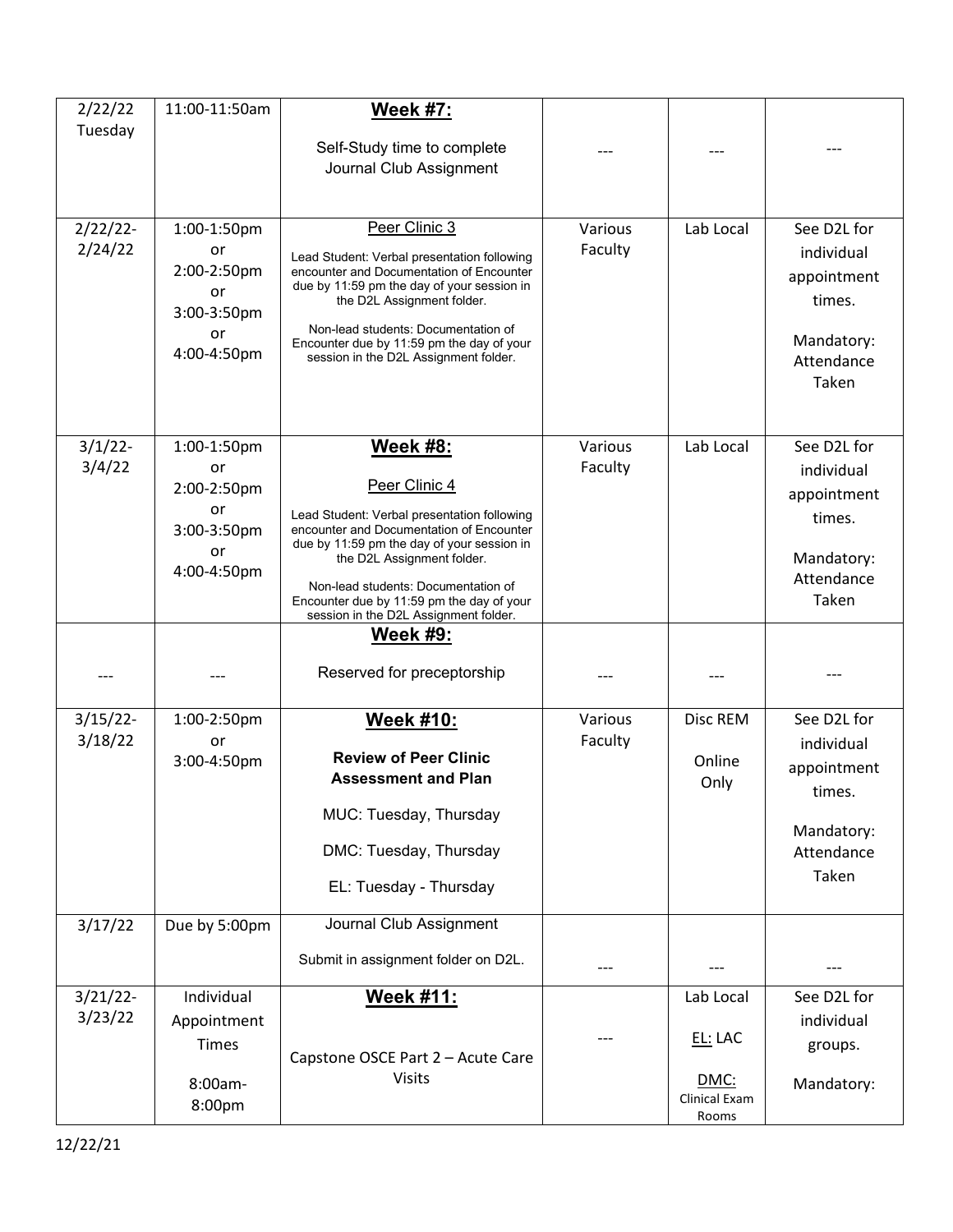| | | | | | |
|---|---|---|---|---|---|
| 2/22/22 Tuesday | 11:00-11:50am | **Week #7:**<br><br>Self-Study time to complete Journal Club Assignment | --- | --- | --- |
| 2/22/22-2/24/22 | 1:00-1:50pm or 2:00-2:50pm or 3:00-3:50pm or 4:00-4:50pm | Peer Clinic 3<br><br>Lead Student: Verbal presentation following encounter and Documentation of Encounter due by 11:59 pm the day of your session in the D2L Assignment folder.<br><br>Non-lead students: Documentation of Encounter due by 11:59 pm the day of your session in the D2L Assignment folder. | Various Faculty | Lab Local | See D2L for individual appointment times.<br><br>Mandatory: Attendance Taken |
| 3/1/22-3/4/22 | 1:00-1:50pm or 2:00-2:50pm or 3:00-3:50pm or 4:00-4:50pm | **Week #8:**<br><br>Peer Clinic 4<br><br>Lead Student: Verbal presentation following encounter and Documentation of Encounter due by 11:59 pm the day of your session in the D2L Assignment folder.<br><br>Non-lead students: Documentation of Encounter due by 11:59 pm the day of your session in the D2L Assignment folder. | Various Faculty | Lab Local | See D2L for individual appointment times.<br><br>Mandatory: Attendance Taken |
| --- | --- | **Week #9:**<br><br>Reserved for preceptorship | --- | --- | --- |
| 3/15/22-3/18/22 | 1:00-2:50pm or 3:00-4:50pm | **Week #10:**<br><br>**Review of Peer Clinic Assessment and Plan**<br><br>MUC: Tuesday, Thursday<br><br>DMC: Tuesday, Thursday<br><br>EL: Tuesday - Thursday | Various Faculty | Disc REM<br><br>Online Only | See D2L for individual appointment times.<br><br>Mandatory: Attendance Taken |
| 3/17/22 | Due by 5:00pm | Journal Club Assignment<br><br>Submit in assignment folder on D2L. | --- | --- | --- |
| 3/21/22-3/23/22 | Individual Appointment Times<br><br>8:00am-8:00pm | **Week #11:**<br><br>Capstone OSCE Part 2 – Acute Care Visits | --- | Lab Local<br><br>EL: LAC<br><br>DMC: Clinical Exam Rooms | See D2L for individual groups.<br><br>Mandatory: |

12/22/21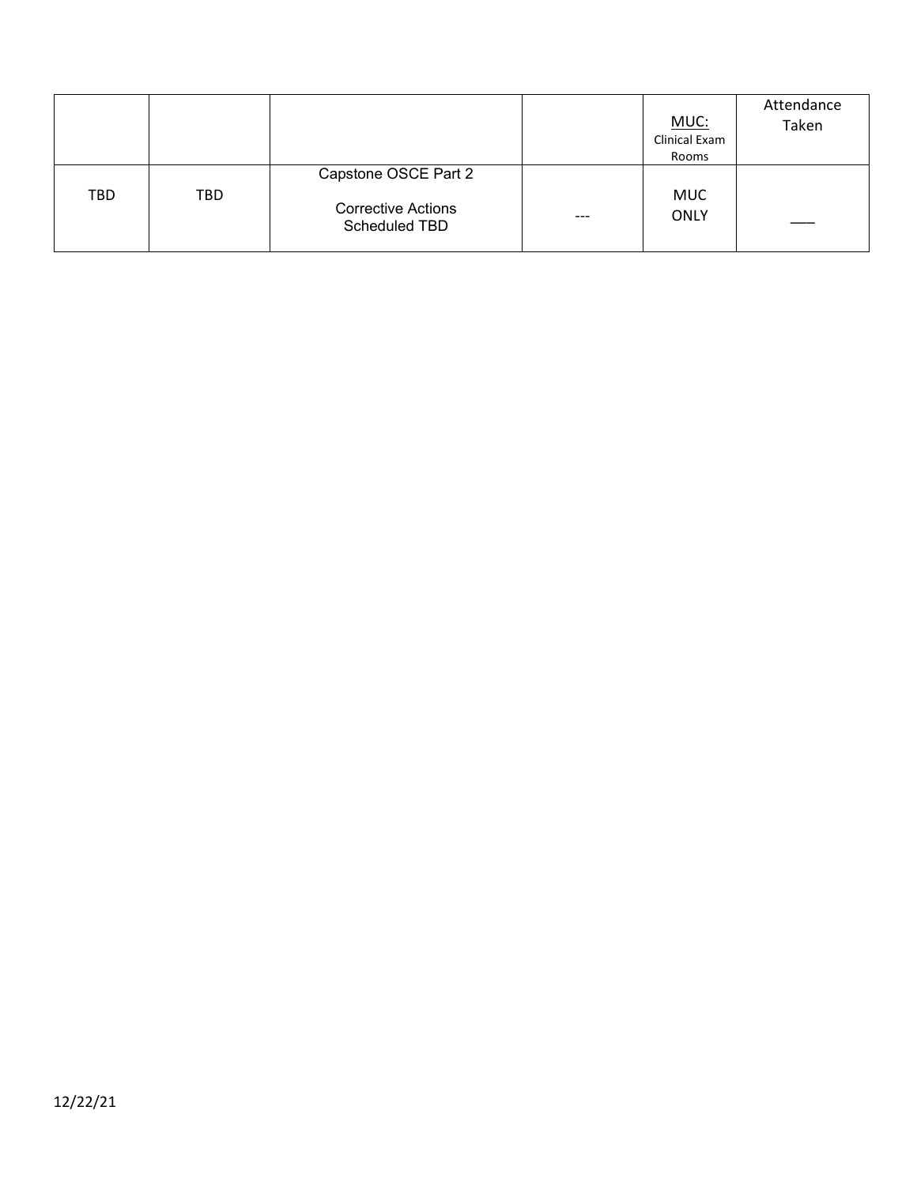| | | | | | |
|---|---|---|---|---|---|
| | | | | MUC: Clinical Exam Rooms | Attendance Taken |
| TBD | TBD | Capstone OSCE Part 2<br><br>Corrective Actions Scheduled TBD | --- | MUC ONLY | ___ |

12/22/21